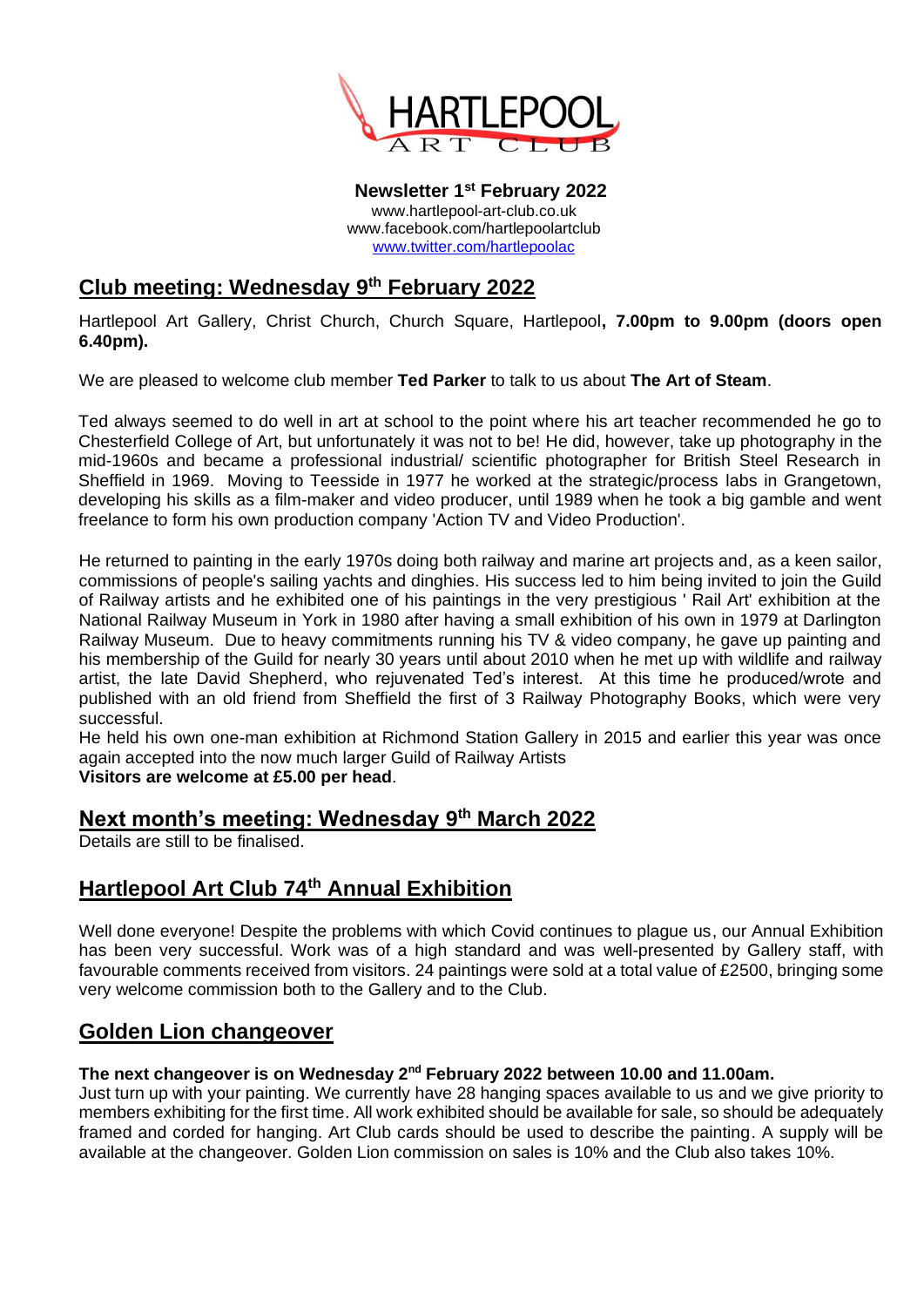# HARTLEPOOL ART CLUB

**Newsletter 1st February 2022**
www.hartlepool-art-club.co.uk
www.facebook.com/hartlepoolartclub
www.twitter.com/hartlepoolac

## Club meeting: Wednesday 9th February 2022

Hartlepool Art Gallery, Christ Church, Church Square, Hartlepool**, 7.00pm to 9.00pm (doors open 6.40pm).**

We are pleased to welcome club member **Ted Parker** to talk to us about **The Art of Steam**.

Ted always seemed to do well in art at school to the point where his art teacher recommended he go to Chesterfield College of Art, but unfortunately it was not to be! He did, however, take up photography in the mid-1960s and became a professional industrial/ scientific photographer for British Steel Research in Sheffield in 1969. Moving to Teesside in 1977 he worked at the strategic/process labs in Grangetown, developing his skills as a film-maker and video producer, until 1989 when he took a big gamble and went freelance to form his own production company 'Action TV and Video Production'.

He returned to painting in the early 1970s doing both railway and marine art projects and, as a keen sailor, commissions of people's sailing yachts and dinghies. His success led to him being invited to join the Guild of Railway artists and he exhibited one of his paintings in the very prestigious ' Rail Art' exhibition at the National Railway Museum in York in 1980 after having a small exhibition of his own in 1979 at Darlington Railway Museum. Due to heavy commitments running his TV & video company, he gave up painting and his membership of the Guild for nearly 30 years until about 2010 when he met up with wildlife and railway artist, the late David Shepherd, who rejuvenated Ted's interest. At this time he produced/wrote and published with an old friend from Sheffield the first of 3 Railway Photography Books, which were very successful.

He held his own one-man exhibition at Richmond Station Gallery in 2015 and earlier this year was once again accepted into the now much larger Guild of Railway Artists

**Visitors are welcome at £5.00 per head**.

## Next month's meeting: Wednesday 9th March 2022

Details are still to be finalised.

## Hartlepool Art Club 74th Annual Exhibition

Well done everyone! Despite the problems with which Covid continues to plague us, our Annual Exhibition has been very successful. Work was of a high standard and was well-presented by Gallery staff, with favourable comments received from visitors. 24 paintings were sold at a total value of £2500, bringing some very welcome commission both to the Gallery and to the Club.

## Golden Lion changeover

**The next changeover is on Wednesday 2nd February 2022 between 10.00 and 11.00am.**

Just turn up with your painting. We currently have 28 hanging spaces available to us and we give priority to members exhibiting for the first time. All work exhibited should be available for sale, so should be adequately framed and corded for hanging. Art Club cards should be used to describe the painting. A supply will be available at the changeover. Golden Lion commission on sales is 10% and the Club also takes 10%.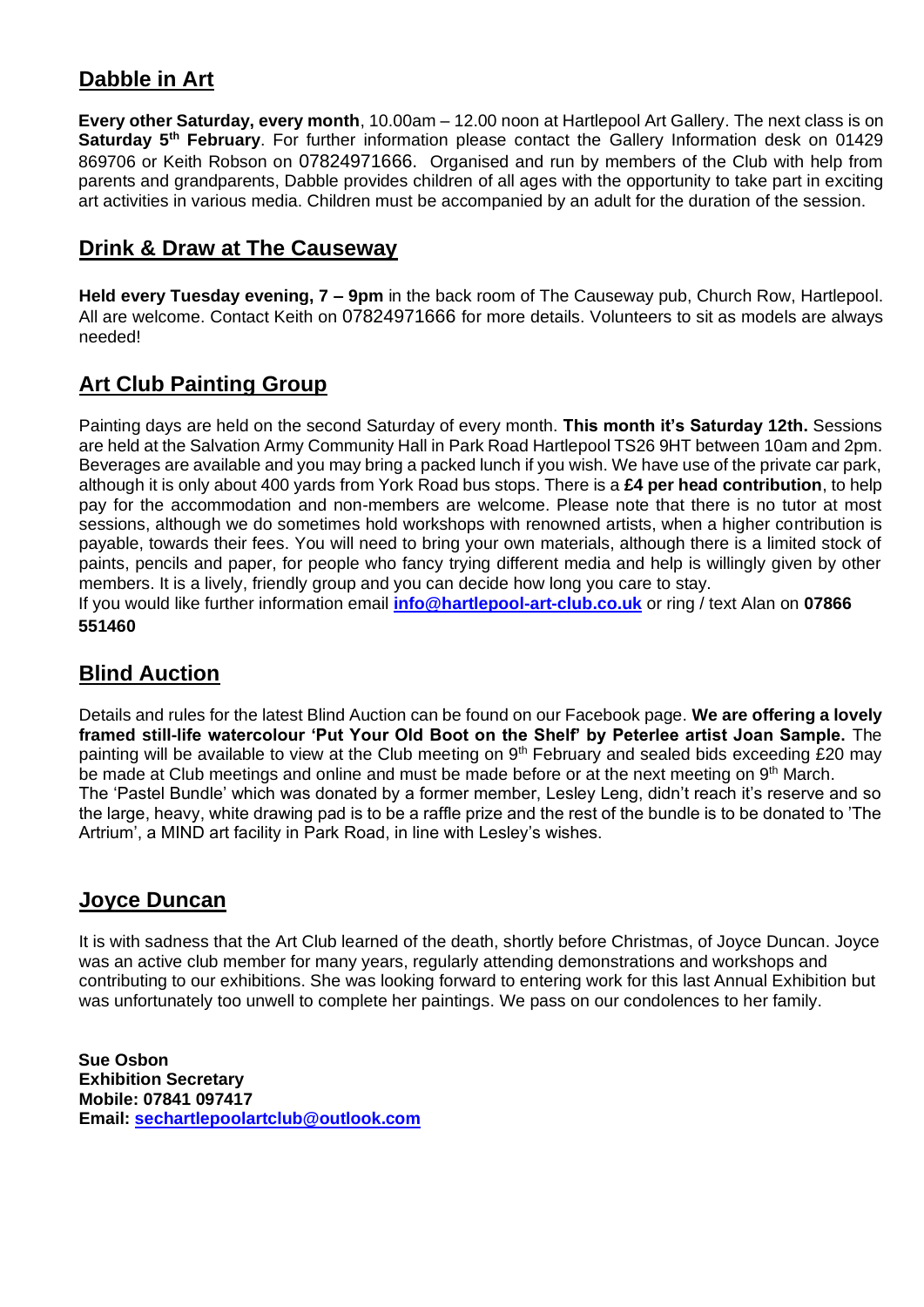## Dabble in Art

**Every other Saturday, every month**, 10.00am – 12.00 noon at Hartlepool Art Gallery. The next class is on **Saturday 5th February**. For further information please contact the Gallery Information desk on 01429 869706 or Keith Robson on 07824971666. Organised and run by members of the Club with help from parents and grandparents, Dabble provides children of all ages with the opportunity to take part in exciting art activities in various media. Children must be accompanied by an adult for the duration of the session.

## Drink & Draw at The Causeway

**Held every Tuesday evening, 7 – 9pm** in the back room of The Causeway pub, Church Row, Hartlepool. All are welcome. Contact Keith on 07824971666 for more details. Volunteers to sit as models are always needed!

## Art Club Painting Group

Painting days are held on the second Saturday of every month. **This month it's Saturday 12th.** Sessions are held at the Salvation Army Community Hall in Park Road Hartlepool TS26 9HT between 10am and 2pm. Beverages are available and you may bring a packed lunch if you wish. We have use of the private car park, although it is only about 400 yards from York Road bus stops. There is a **£4 per head contribution**, to help pay for the accommodation and non-members are welcome. Please note that there is no tutor at most sessions, although we do sometimes hold workshops with renowned artists, when a higher contribution is payable, towards their fees. You will need to bring your own materials, although there is a limited stock of paints, pencils and paper, for people who fancy trying different media and help is willingly given by other members. It is a lively, friendly group and you can decide how long you care to stay.
If you would like further information email **info@hartlepool-art-club.co.uk** or ring / text Alan on **07866 551460**

## Blind Auction

Details and rules for the latest Blind Auction can be found on our Facebook page. **We are offering a lovely framed still-life watercolour 'Put Your Old Boot on the Shelf' by Peterlee artist Joan Sample.** The painting will be available to view at the Club meeting on 9th February and sealed bids exceeding £20 may be made at Club meetings and online and must be made before or at the next meeting on 9th March.
The 'Pastel Bundle' which was donated by a former member, Lesley Leng, didn't reach it's reserve and so the large, heavy, white drawing pad is to be a raffle prize and the rest of the bundle is to be donated to 'The Artrium', a MIND art facility in Park Road, in line with Lesley's wishes.

## Joyce Duncan

It is with sadness that the Art Club learned of the death, shortly before Christmas, of Joyce Duncan. Joyce was an active club member for many years, regularly attending demonstrations and workshops and contributing to our exhibitions. She was looking forward to entering work for this last Annual Exhibition but was unfortunately too unwell to complete her paintings. We pass on our condolences to her family.

**Sue Osbon**
**Exhibition Secretary**
**Mobile: 07841 097417**
**Email: sechartlepoolartclub@outlook.com**